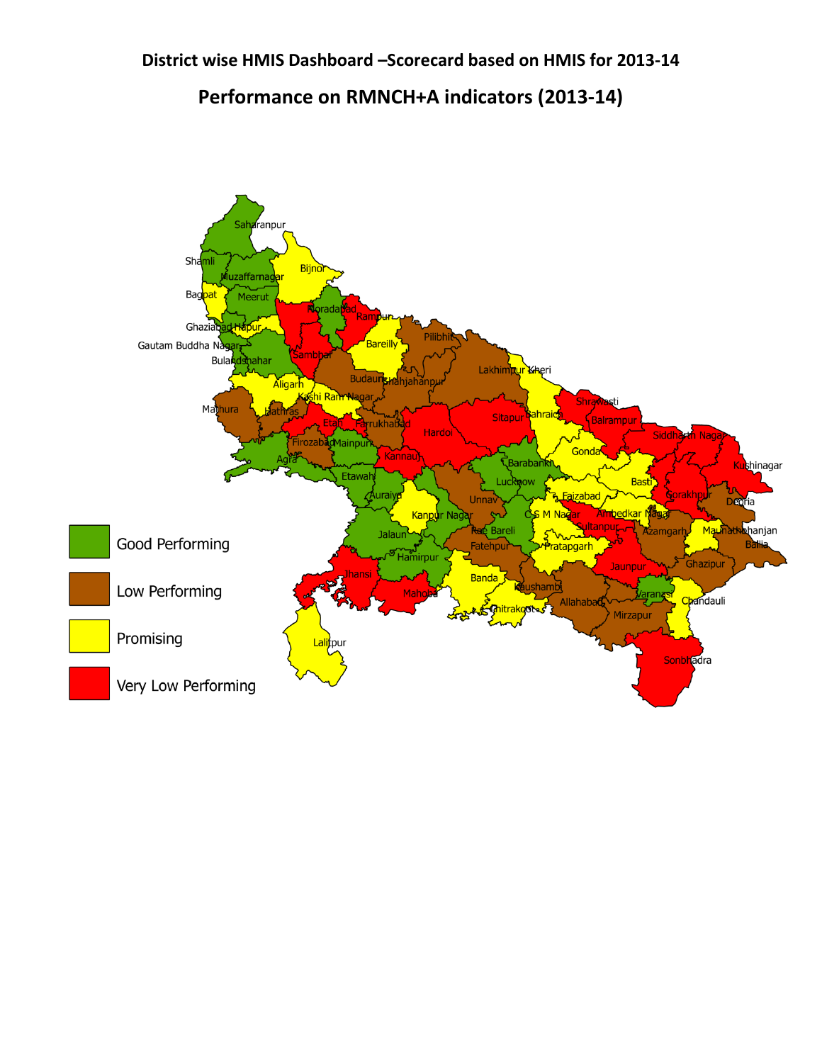# District wise HMIS Dashboard –Scorecard based on HMIS for 2013-14

## Performance on RMNCH+A indicators (2013-14)

- Good Performing
- Low Performing
- Promising
- Very Low Performing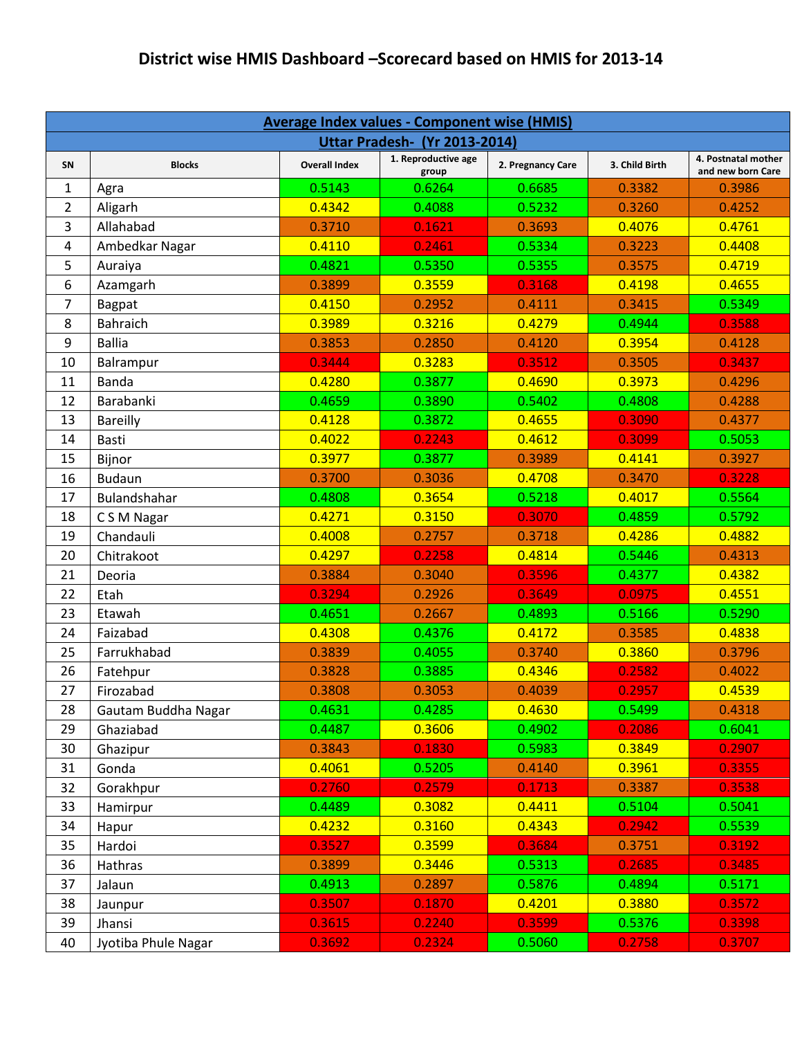# District wise HMIS Dashboard –Scorecard based on HMIS for 2013-14

| Average Index values - Component wise (HMIS) | | | | | | |
|---|---|---|---|---|---|---|
| **Uttar Pradesh- (Yr 2013-2014)** | | | | | | |
| **SN** | **Blocks** | **Overall Index** | **1. Reproductive age group** | **2. Pregnancy Care** | **3. Child Birth** | **4. Postnatal mother and new born Care** |
| 1 | Agra | 0.5143 | 0.6264 | 0.6685 | 0.3382 | 0.3986 |
| 2 | Aligarh | 0.4342 | 0.4088 | 0.5232 | 0.3260 | 0.4252 |
| 3 | Allahabad | 0.3710 | 0.1621 | 0.3693 | 0.4076 | 0.4761 |
| 4 | Ambedkar Nagar | 0.4110 | 0.2461 | 0.5334 | 0.3223 | 0.4408 |
| 5 | Auraiya | 0.4821 | 0.5350 | 0.5355 | 0.3575 | 0.4719 |
| 6 | Azamgarh | 0.3899 | 0.3559 | 0.3168 | 0.4198 | 0.4655 |
| 7 | Bagpat | 0.4150 | 0.2952 | 0.4111 | 0.3415 | 0.5349 |
| 8 | Bahraich | 0.3989 | 0.3216 | 0.4279 | 0.4944 | 0.3588 |
| 9 | Ballia | 0.3853 | 0.2850 | 0.4120 | 0.3954 | 0.4128 |
| 10 | Balrampur | 0.3444 | 0.3283 | 0.3512 | 0.3505 | 0.3437 |
| 11 | Banda | 0.4280 | 0.3877 | 0.4690 | 0.3973 | 0.4296 |
| 12 | Barabanki | 0.4659 | 0.3890 | 0.5402 | 0.4808 | 0.4288 |
| 13 | Bareilly | 0.4128 | 0.3872 | 0.4655 | 0.3090 | 0.4377 |
| 14 | Basti | 0.4022 | 0.2243 | 0.4612 | 0.3099 | 0.5053 |
| 15 | Bijnor | 0.3977 | 0.3877 | 0.3989 | 0.4141 | 0.3927 |
| 16 | Budaun | 0.3700 | 0.3036 | 0.4708 | 0.3470 | 0.3228 |
| 17 | Bulandshahar | 0.4808 | 0.3654 | 0.5218 | 0.4017 | 0.5564 |
| 18 | C S M Nagar | 0.4271 | 0.3150 | 0.3070 | 0.4859 | 0.5792 |
| 19 | Chandauli | 0.4008 | 0.2757 | 0.3718 | 0.4286 | 0.4882 |
| 20 | Chitrakoot | 0.4297 | 0.2258 | 0.4814 | 0.5446 | 0.4313 |
| 21 | Deoria | 0.3884 | 0.3040 | 0.3596 | 0.4377 | 0.4382 |
| 22 | Etah | 0.3294 | 0.2926 | 0.3649 | 0.0975 | 0.4551 |
| 23 | Etawah | 0.4651 | 0.2667 | 0.4893 | 0.5166 | 0.5290 |
| 24 | Faizabad | 0.4308 | 0.4376 | 0.4172 | 0.3585 | 0.4838 |
| 25 | Farrukhabad | 0.3839 | 0.4055 | 0.3740 | 0.3860 | 0.3796 |
| 26 | Fatehpur | 0.3828 | 0.3885 | 0.4346 | 0.2582 | 0.4022 |
| 27 | Firozabad | 0.3808 | 0.3053 | 0.4039 | 0.2957 | 0.4539 |
| 28 | Gautam Buddha Nagar | 0.4631 | 0.4285 | 0.4630 | 0.5499 | 0.4318 |
| 29 | Ghaziabad | 0.4487 | 0.3606 | 0.4902 | 0.2086 | 0.6041 |
| 30 | Ghazipur | 0.3843 | 0.1830 | 0.5983 | 0.3849 | 0.2907 |
| 31 | Gonda | 0.4061 | 0.5205 | 0.4140 | 0.3961 | 0.3355 |
| 32 | Gorakhpur | 0.2760 | 0.2579 | 0.1713 | 0.3387 | 0.3538 |
| 33 | Hamirpur | 0.4489 | 0.3082 | 0.4411 | 0.5104 | 0.5041 |
| 34 | Hapur | 0.4232 | 0.3160 | 0.4343 | 0.2942 | 0.5539 |
| 35 | Hardoi | 0.3527 | 0.3599 | 0.3684 | 0.3751 | 0.3192 |
| 36 | Hathras | 0.3899 | 0.3446 | 0.5313 | 0.2685 | 0.3485 |
| 37 | Jalaun | 0.4913 | 0.2897 | 0.5876 | 0.4894 | 0.5171 |
| 38 | Jaunpur | 0.3507 | 0.1870 | 0.4201 | 0.3880 | 0.3572 |
| 39 | Jhansi | 0.3615 | 0.2240 | 0.3599 | 0.5376 | 0.3398 |
| 40 | Jyotiba Phule Nagar | 0.3692 | 0.2324 | 0.5060 | 0.2758 | 0.3707 |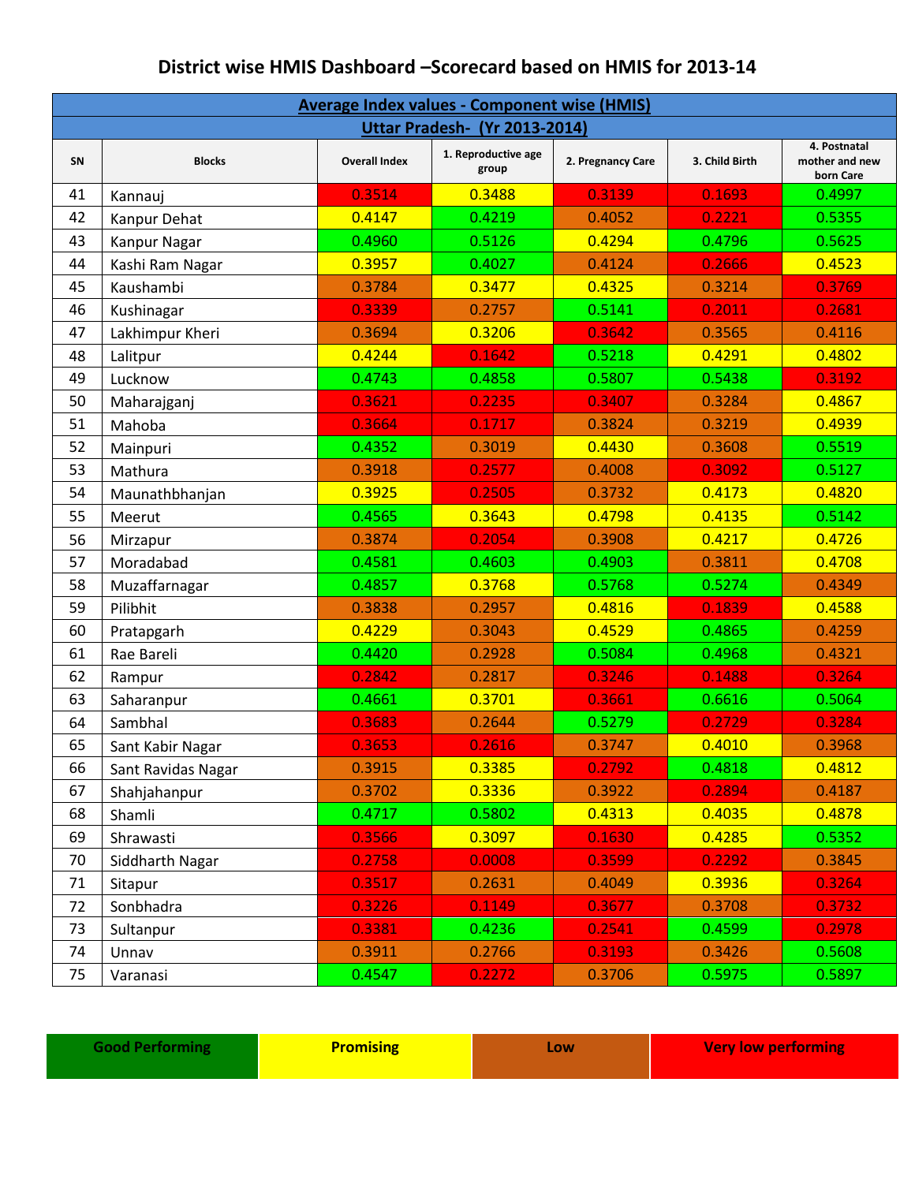## District wise HMIS Dashboard –Scorecard based on HMIS for 2013-14

| Average Index values - Component wise (HMIS) | | | | | | |
|---|---|---|---|---|---|---|
| Uttar Pradesh- (Yr 2013-2014) | | | | | | |
| SN | Blocks | Overall Index | 1. Reproductive age group | 2. Pregnancy Care | 3. Child Birth | 4. Postnatal mother and new born Care |
| 41 | Kannauj | 0.3514 | 0.3488 | 0.3139 | 0.1693 | 0.4997 |
| 42 | Kanpur Dehat | 0.4147 | 0.4219 | 0.4052 | 0.2221 | 0.5355 |
| 43 | Kanpur Nagar | 0.4960 | 0.5126 | 0.4294 | 0.4796 | 0.5625 |
| 44 | Kashi Ram Nagar | 0.3957 | 0.4027 | 0.4124 | 0.2666 | 0.4523 |
| 45 | Kaushambi | 0.3784 | 0.3477 | 0.4325 | 0.3214 | 0.3769 |
| 46 | Kushinagar | 0.3339 | 0.2757 | 0.5141 | 0.2011 | 0.2681 |
| 47 | Lakhimpur Kheri | 0.3694 | 0.3206 | 0.3642 | 0.3565 | 0.4116 |
| 48 | Lalitpur | 0.4244 | 0.1642 | 0.5218 | 0.4291 | 0.4802 |
| 49 | Lucknow | 0.4743 | 0.4858 | 0.5807 | 0.5438 | 0.3192 |
| 50 | Maharajganj | 0.3621 | 0.2235 | 0.3407 | 0.3284 | 0.4867 |
| 51 | Mahoba | 0.3664 | 0.1717 | 0.3824 | 0.3219 | 0.4939 |
| 52 | Mainpuri | 0.4352 | 0.3019 | 0.4430 | 0.3608 | 0.5519 |
| 53 | Mathura | 0.3918 | 0.2577 | 0.4008 | 0.3092 | 0.5127 |
| 54 | Maunathbhanjan | 0.3925 | 0.2505 | 0.3732 | 0.4173 | 0.4820 |
| 55 | Meerut | 0.4565 | 0.3643 | 0.4798 | 0.4135 | 0.5142 |
| 56 | Mirzapur | 0.3874 | 0.2054 | 0.3908 | 0.4217 | 0.4726 |
| 57 | Moradabad | 0.4581 | 0.4603 | 0.4903 | 0.3811 | 0.4708 |
| 58 | Muzaffarnagar | 0.4857 | 0.3768 | 0.5768 | 0.5274 | 0.4349 |
| 59 | Pilibhit | 0.3838 | 0.2957 | 0.4816 | 0.1839 | 0.4588 |
| 60 | Pratapgarh | 0.4229 | 0.3043 | 0.4529 | 0.4865 | 0.4259 |
| 61 | Rae Bareli | 0.4420 | 0.2928 | 0.5084 | 0.4968 | 0.4321 |
| 62 | Rampur | 0.2842 | 0.2817 | 0.3246 | 0.1488 | 0.3264 |
| 63 | Saharanpur | 0.4661 | 0.3701 | 0.3661 | 0.6616 | 0.5064 |
| 64 | Sambhal | 0.3683 | 0.2644 | 0.5279 | 0.2729 | 0.3284 |
| 65 | Sant Kabir Nagar | 0.3653 | 0.2616 | 0.3747 | 0.4010 | 0.3968 |
| 66 | Sant Ravidas Nagar | 0.3915 | 0.3385 | 0.2792 | 0.4818 | 0.4812 |
| 67 | Shahjahanpur | 0.3702 | 0.3336 | 0.3922 | 0.2894 | 0.4187 |
| 68 | Shamli | 0.4717 | 0.5802 | 0.4313 | 0.4035 | 0.4878 |
| 69 | Shrawasti | 0.3566 | 0.3097 | 0.1630 | 0.4285 | 0.5352 |
| 70 | Siddharth Nagar | 0.2758 | 0.0008 | 0.3599 | 0.2292 | 0.3845 |
| 71 | Sitapur | 0.3517 | 0.2631 | 0.4049 | 0.3936 | 0.3264 |
| 72 | Sonbhadra | 0.3226 | 0.1149 | 0.3677 | 0.3708 | 0.3732 |
| 73 | Sultanpur | 0.3381 | 0.4236 | 0.2541 | 0.4599 | 0.2978 |
| 74 | Unnav | 0.3911 | 0.2766 | 0.3193 | 0.3426 | 0.5608 |
| 75 | Varanasi | 0.4547 | 0.2272 | 0.3706 | 0.5975 | 0.5897 |

| Good Performing | Promising | Low | Very low performing |
|---|---|---|---|